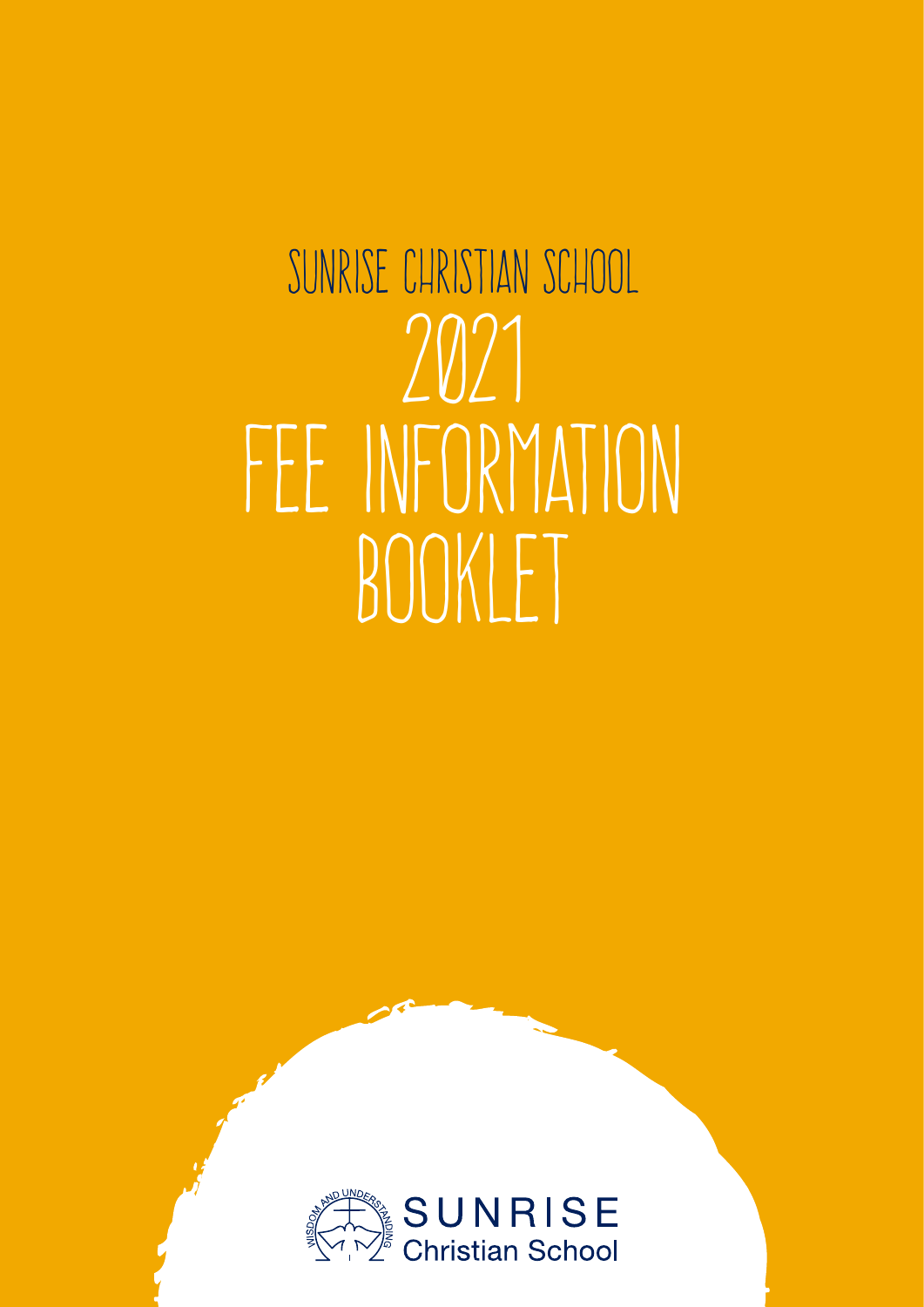# SUNRISE CHRISTIAN SCHOOL

# 2021

# FEE INFORMATION BOOKLET

WISDOM AND UNDERSTANDING

SUNRISE
Christian School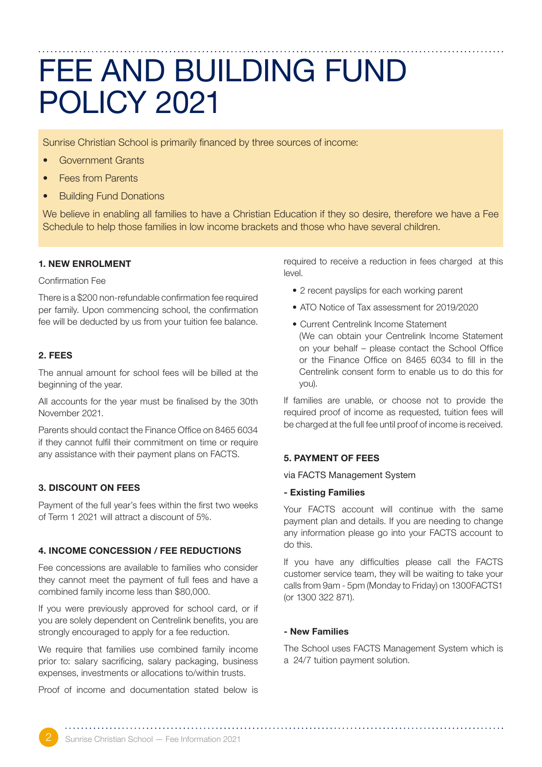# FEE AND BUILDING FUND POLICY 2021

Sunrise Christian School is primarily financed by three sources of income:

- Government Grants
- Fees from Parents
- Building Fund Donations

We believe in enabling all families to have a Christian Education if they so desire, therefore we have a Fee Schedule to help those families in low income brackets and those who have several children.

### 1. NEW ENROLMENT

Confirmation Fee

There is a $200 non-refundable confirmation fee required per family. Upon commencing school, the confirmation fee will be deducted by us from your tuition fee balance.

### 2. FEES

The annual amount for school fees will be billed at the beginning of the year.

All accounts for the year must be finalised by the 30th November 2021.

Parents should contact the Finance Office on 8465 6034 if they cannot fulfil their commitment on time or require any assistance with their payment plans on FACTS.

### 3. DISCOUNT ON FEES

Payment of the full year's fees within the first two weeks of Term 1 2021 will attract a discount of 5%.

### 4. INCOME CONCESSION / FEE REDUCTIONS

Fee concessions are available to families who consider they cannot meet the payment of full fees and have a combined family income less than $80,000.

If you were previously approved for school card, or if you are solely dependent on Centrelink benefits, you are strongly encouraged to apply for a fee reduction.

We require that families use combined family income prior to: salary sacrificing, salary packaging, business expenses, investments or allocations to/within trusts.

Proof of income and documentation stated below is required to receive a reduction in fees charged at this level.

- 2 recent payslips for each working parent
- ATO Notice of Tax assessment for 2019/2020
- Current Centrelink Income Statement (We can obtain your Centrelink Income Statement on your behalf – please contact the School Office or the Finance Office on 8465 6034 to fill in the Centrelink consent form to enable us to do this for you).

If families are unable, or choose not to provide the required proof of income as requested, tuition fees will be charged at the full fee until proof of income is received.

### 5. PAYMENT OF FEES

via FACTS Management System

**- Existing Families**

Your FACTS account will continue with the same payment plan and details. If you are needing to change any information please go into your FACTS account to do this.

If you have any difficulties please call the FACTS customer service team, they will be waiting to take your calls from 9am - 5pm (Monday to Friday) on 1300FACTS1 (or 1300 322 871).

**- New Families**

The School uses FACTS Management System which is a 24/7 tuition payment solution.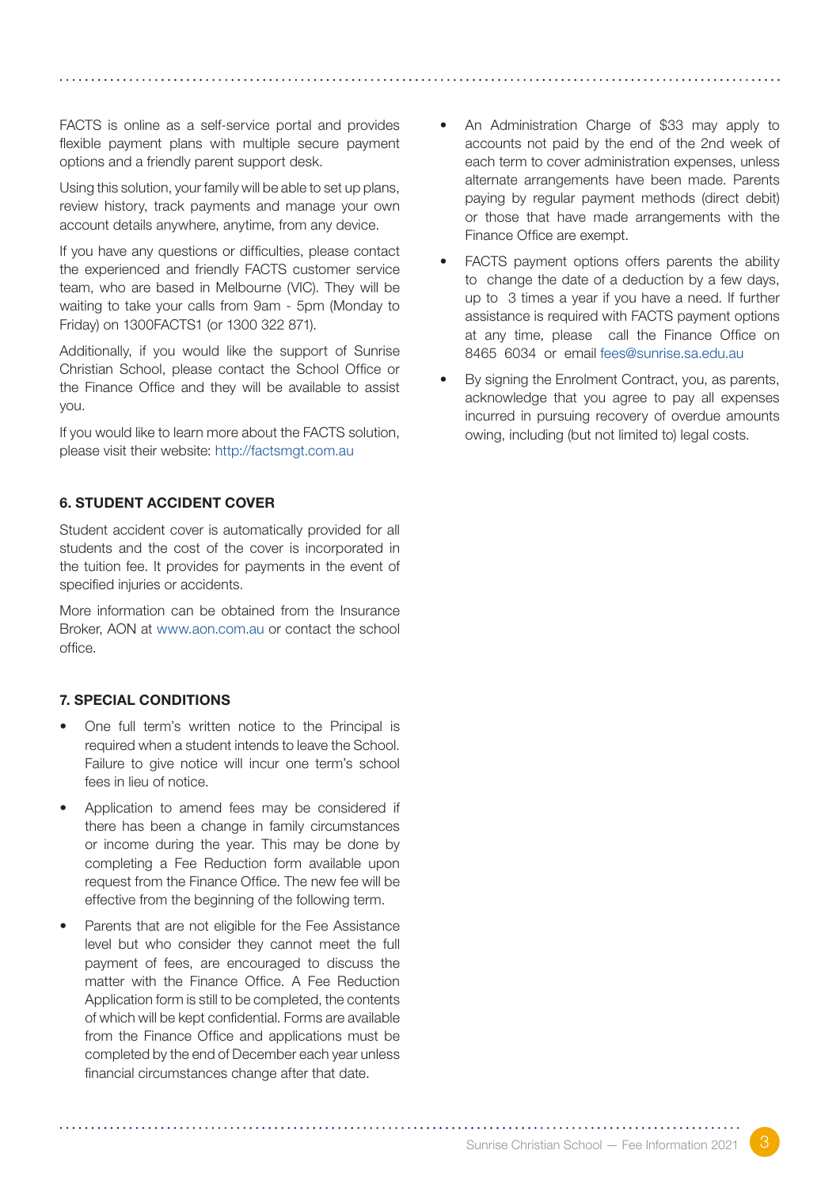FACTS is online as a self-service portal and provides flexible payment plans with multiple secure payment options and a friendly parent support desk.

Using this solution, your family will be able to set up plans, review history, track payments and manage your own account details anywhere, anytime, from any device.

If you have any questions or difficulties, please contact the experienced and friendly FACTS customer service team, who are based in Melbourne (VIC). They will be waiting to take your calls from 9am - 5pm (Monday to Friday) on 1300FACTS1 (or 1300 322 871).

Additionally, if you would like the support of Sunrise Christian School, please contact the School Office or the Finance Office and they will be available to assist you.

If you would like to learn more about the FACTS solution, please visit their website: http://factsmgt.com.au

## 6. STUDENT ACCIDENT COVER

Student accident cover is automatically provided for all students and the cost of the cover is incorporated in the tuition fee. It provides for payments in the event of specified injuries or accidents.

More information can be obtained from the Insurance Broker, AON at www.aon.com.au or contact the school office.

## 7. SPECIAL CONDITIONS

- One full term's written notice to the Principal is required when a student intends to leave the School. Failure to give notice will incur one term's school fees in lieu of notice.
- Application to amend fees may be considered if there has been a change in family circumstances or income during the year. This may be done by completing a Fee Reduction form available upon request from the Finance Office. The new fee will be effective from the beginning of the following term.
- Parents that are not eligible for the Fee Assistance level but who consider they cannot meet the full payment of fees, are encouraged to discuss the matter with the Finance Office. A Fee Reduction Application form is still to be completed, the contents of which will be kept confidential. Forms are available from the Finance Office and applications must be completed by the end of December each year unless financial circumstances change after that date.
- An Administration Charge of $33 may apply to accounts not paid by the end of the 2nd week of each term to cover administration expenses, unless alternate arrangements have been made. Parents paying by regular payment methods (direct debit) or those that have made arrangements with the Finance Office are exempt.
- FACTS payment options offers parents the ability to change the date of a deduction by a few days, up to 3 times a year if you have a need. If further assistance is required with FACTS payment options at any time, please call the Finance Office on 8465 6034 or email fees@sunrise.sa.edu.au
- By signing the Enrolment Contract, you, as parents, acknowledge that you agree to pay all expenses incurred in pursuing recovery of overdue amounts owing, including (but not limited to) legal costs.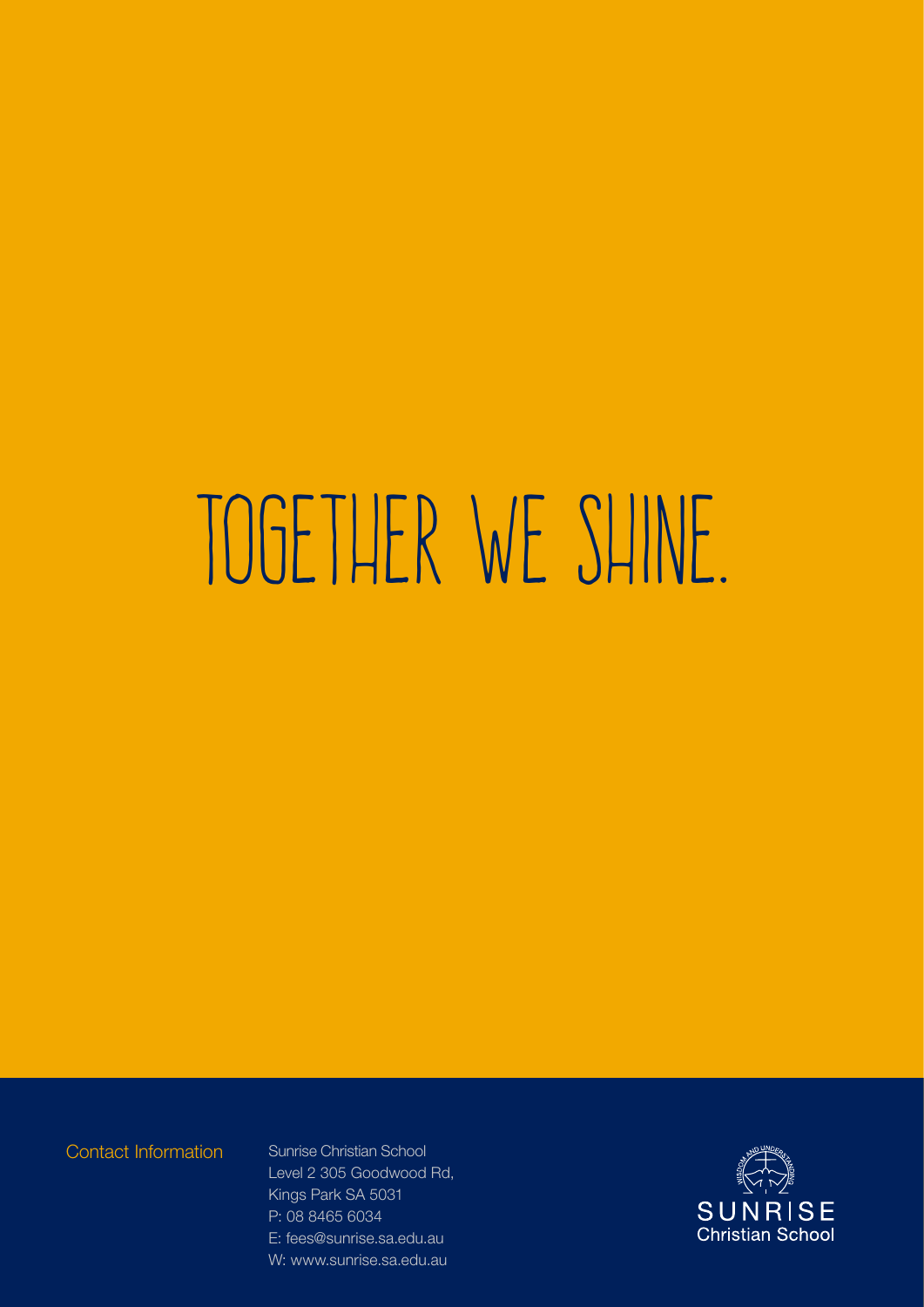# TOGETHER WE SHINE.

Contact Information

Sunrise Christian School
Level 2 305 Goodwood Rd,
Kings Park SA 5031
P: 08 8465 6034
E: fees@sunrise.sa.edu.au
W: www.sunrise.sa.edu.au

SUNRISE
Christian School